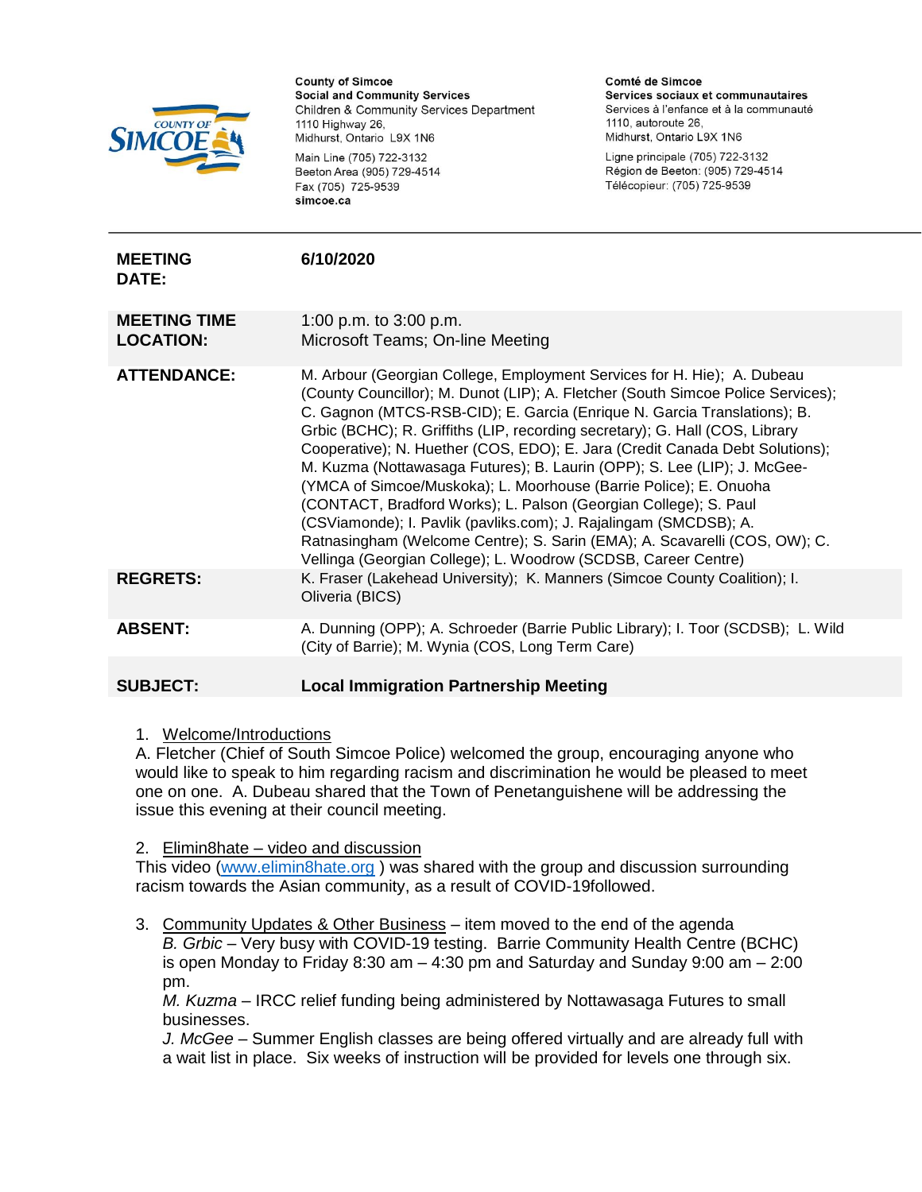County of Simcoe
Social and Community Services
Children & Community Services Department
1110 Highway 26,
Midhurst, Ontario L9X 1N6

Main Line (705) 722-3132
Beeton Area (905) 729-4514
Fax (705) 725-9539
simcoe.ca

Comté de Simcoe
Services sociaux et communautaires
Services à l'enfance et à la communauté
1110, autoroute 26,
Midhurst, Ontario L9X 1N6

Ligne principale (705) 722-3132
Région de Beeton: (905) 729-4514
Télécopieur: (705) 725-9539

---

| | |
|---|---|
| **MEETING DATE:** | **6/10/2020** |
| **MEETING TIME LOCATION:** | 1:00 p.m. to 3:00 p.m.<br>Microsoft Teams; On-line Meeting |
| **ATTENDANCE:** | M. Arbour (Georgian College, Employment Services for H. Hie); A. Dubeau (County Councillor); M. Dunot (LIP); A. Fletcher (South Simcoe Police Services); C. Gagnon (MTCS-RSB-CID); E. Garcia (Enrique N. Garcia Translations); B. Grbic (BCHC); R. Griffiths (LIP, recording secretary); G. Hall (COS, Library Cooperative); N. Huether (COS, EDO); E. Jara (Credit Canada Debt Solutions); M. Kuzma (Nottawasaga Futures); B. Laurin (OPP); S. Lee (LIP); J. McGee-(YMCA of Simcoe/Muskoka); L. Moorhouse (Barrie Police); E. Onuoha (CONTACT, Bradford Works); L. Palson (Georgian College); S. Paul (CSViamonde); I. Pavlik (pavliks.com); J. Rajalingam (SMCDSB); A. Ratnasingham (Welcome Centre); S. Sarin (EMA); A. Scavarelli (COS, OW); C. Vellinga (Georgian College); L. Woodrow (SCDSB, Career Centre) |
| **REGRETS:** | K. Fraser (Lakehead University); K. Manners (Simcoe County Coalition); I. Oliveria (BICS) |
| **ABSENT:** | A. Dunning (OPP); A. Schroeder (Barrie Public Library); I. Toor (SCDSB); L. Wild (City of Barrie); M. Wynia (COS, Long Term Care) |
| **SUBJECT:** | **Local Immigration Partnership Meeting** |

1. Welcome/Introductions
A. Fletcher (Chief of South Simcoe Police) welcomed the group, encouraging anyone who would like to speak to him regarding racism and discrimination he would be pleased to meet one on one. A. Dubeau shared that the Town of Penetanguishene will be addressing the issue this evening at their council meeting.

2. Elimin8hate – video and discussion
This video (www.elimin8hate.org ) was shared with the group and discussion surrounding racism towards the Asian community, as a result of COVID-19followed.

3. Community Updates & Other Business – item moved to the end of the agenda
*B. Grbic* – Very busy with COVID-19 testing. Barrie Community Health Centre (BCHC) is open Monday to Friday 8:30 am – 4:30 pm and Saturday and Sunday 9:00 am – 2:00 pm.
*M. Kuzma* – IRCC relief funding being administered by Nottawasaga Futures to small businesses.
*J. McGee* – Summer English classes are being offered virtually and are already full with a wait list in place. Six weeks of instruction will be provided for levels one through six.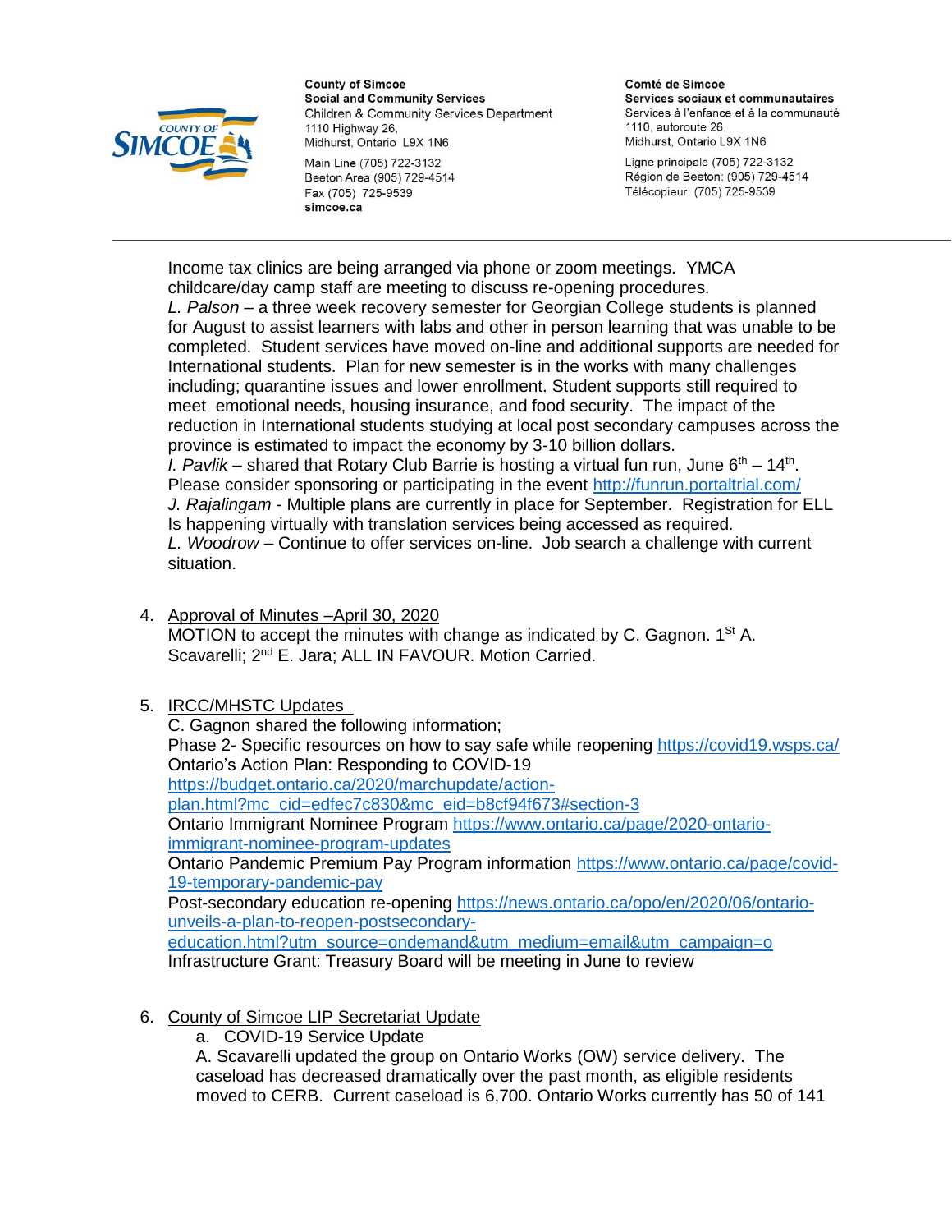Income tax clinics are being arranged via phone or zoom meetings. YMCA childcare/day camp staff are meeting to discuss re-opening procedures.

*L. Palson* – a three week recovery semester for Georgian College students is planned for August to assist learners with labs and other in person learning that was unable to be completed. Student services have moved on-line and additional supports are needed for International students. Plan for new semester is in the works with many challenges including; quarantine issues and lower enrollment. Student supports still required to meet emotional needs, housing insurance, and food security. The impact of the reduction in International students studying at local post secondary campuses across the province is estimated to impact the economy by 3-10 billion dollars.

*I. Pavlik* – shared that Rotary Club Barrie is hosting a virtual fun run, June 6th – 14th. Please consider sponsoring or participating in the event http://funrun.portaltrial.com/

*J. Rajalingam* - Multiple plans are currently in place for September. Registration for ELL Is happening virtually with translation services being accessed as required.

*L. Woodrow* – Continue to offer services on-line. Job search a challenge with current situation.

4. Approval of Minutes –April 30, 2020
   MOTION to accept the minutes with change as indicated by C. Gagnon. 1St A. Scavarelli; 2nd E. Jara; ALL IN FAVOUR. Motion Carried.

5. IRCC/MHSTC Updates
   C. Gagnon shared the following information;
   Phase 2- Specific resources on how to say safe while reopening https://covid19.wsps.ca/
   Ontario's Action Plan: Responding to COVID-19 https://budget.ontario.ca/2020/marchupdate/action-plan.html?mc_cid=edfec7c830&mc_eid=b8cf94f673#section-3
   Ontario Immigrant Nominee Program https://www.ontario.ca/page/2020-ontario-immigrant-nominee-program-updates
   Ontario Pandemic Premium Pay Program information https://www.ontario.ca/page/covid-19-temporary-pandemic-pay
   Post-secondary education re-opening https://news.ontario.ca/opo/en/2020/06/ontario-unveils-a-plan-to-reopen-postsecondary-education.html?utm_source=ondemand&utm_medium=email&utm_campaign=o
   Infrastructure Grant: Treasury Board will be meeting in June to review

6. County of Simcoe LIP Secretariat Update
   a. COVID-19 Service Update
   A. Scavarelli updated the group on Ontario Works (OW) service delivery. The caseload has decreased dramatically over the past month, as eligible residents moved to CERB. Current caseload is 6,700. Ontario Works currently has 50 of 141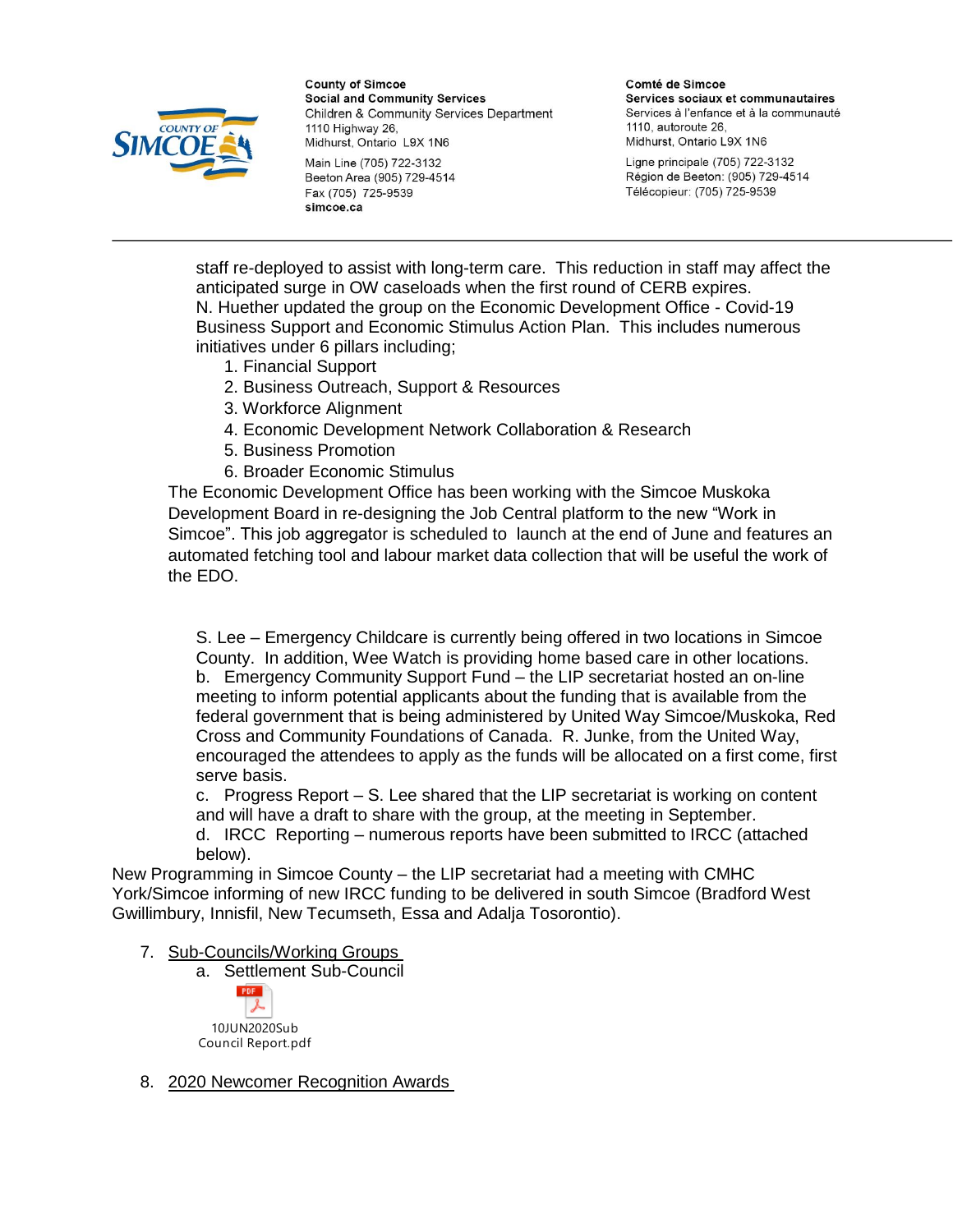staff re-deployed to assist with long-term care. This reduction in staff may affect the anticipated surge in OW caseloads when the first round of CERB expires.
N. Huether updated the group on the Economic Development Office - Covid-19 Business Support and Economic Stimulus Action Plan. This includes numerous initiatives under 6 pillars including;

1. Financial Support
2. Business Outreach, Support & Resources
3. Workforce Alignment
4. Economic Development Network Collaboration & Research
5. Business Promotion
6. Broader Economic Stimulus

The Economic Development Office has been working with the Simcoe Muskoka Development Board in re-designing the Job Central platform to the new "Work in Simcoe". This job aggregator is scheduled to launch at the end of June and features an automated fetching tool and labour market data collection that will be useful the work of the EDO.

S. Lee – Emergency Childcare is currently being offered in two locations in Simcoe County. In addition, Wee Watch is providing home based care in other locations.
b. Emergency Community Support Fund – the LIP secretariat hosted an on-line meeting to inform potential applicants about the funding that is available from the federal government that is being administered by United Way Simcoe/Muskoka, Red Cross and Community Foundations of Canada. R. Junke, from the United Way, encouraged the attendees to apply as the funds will be allocated on a first come, first serve basis.
c. Progress Report – S. Lee shared that the LIP secretariat is working on content and will have a draft to share with the group, at the meeting in September.
d. IRCC Reporting – numerous reports have been submitted to IRCC (attached below).

New Programming in Simcoe County – the LIP secretariat had a meeting with CMHC York/Simcoe informing of new IRCC funding to be delivered in south Simcoe (Bradford West Gwillimbury, Innisfil, New Tecumseth, Essa and Adalja Tosorontio).

7. Sub-Councils/Working Groups
   a. Settlement Sub-Council

   10JUN2020Sub Council Report.pdf

8. 2020 Newcomer Recognition Awards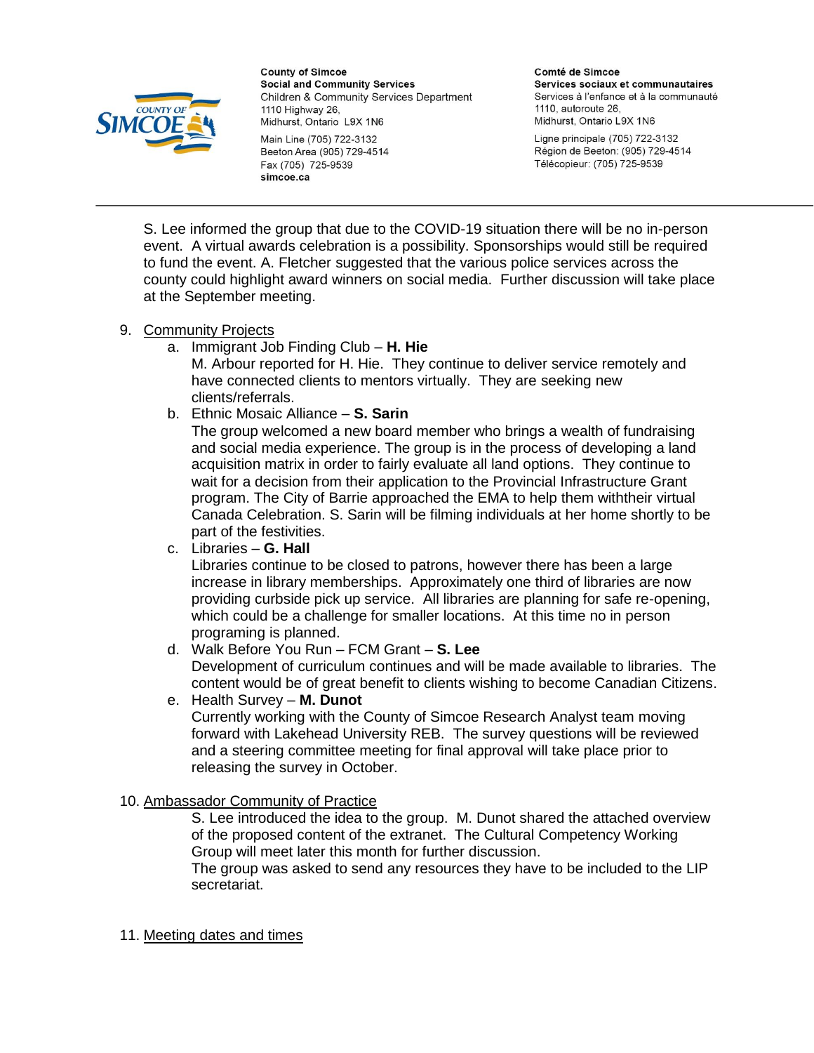S. Lee informed the group that due to the COVID-19 situation there will be no in-person event. A virtual awards celebration is a possibility. Sponsorships would still be required to fund the event. A. Fletcher suggested that the various police services across the county could highlight award winners on social media. Further discussion will take place at the September meeting.

9. Community Projects
   a. Immigrant Job Finding Club – **H. Hie**
      M. Arbour reported for H. Hie. They continue to deliver service remotely and have connected clients to mentors virtually. They are seeking new clients/referrals.
   b. Ethnic Mosaic Alliance – **S. Sarin**
      The group welcomed a new board member who brings a wealth of fundraising and social media experience. The group is in the process of developing a land acquisition matrix in order to fairly evaluate all land options. They continue to wait for a decision from their application to the Provincial Infrastructure Grant program. The City of Barrie approached the EMA to help them withtheir virtual Canada Celebration. S. Sarin will be filming individuals at her home shortly to be part of the festivities.
   c. Libraries – **G. Hall**
      Libraries continue to be closed to patrons, however there has been a large increase in library memberships. Approximately one third of libraries are now providing curbside pick up service. All libraries are planning for safe re-opening, which could be a challenge for smaller locations. At this time no in person programing is planned.
   d. Walk Before You Run – FCM Grant – **S. Lee**
      Development of curriculum continues and will be made available to libraries. The content would be of great benefit to clients wishing to become Canadian Citizens.
   e. Health Survey – **M. Dunot**
      Currently working with the County of Simcoe Research Analyst team moving forward with Lakehead University REB. The survey questions will be reviewed and a steering committee meeting for final approval will take place prior to releasing the survey in October.

10. Ambassador Community of Practice
    S. Lee introduced the idea to the group. M. Dunot shared the attached overview of the proposed content of the extranet. The Cultural Competency Working Group will meet later this month for further discussion.
    The group was asked to send any resources they have to be included to the LIP secretariat.

11. Meeting dates and times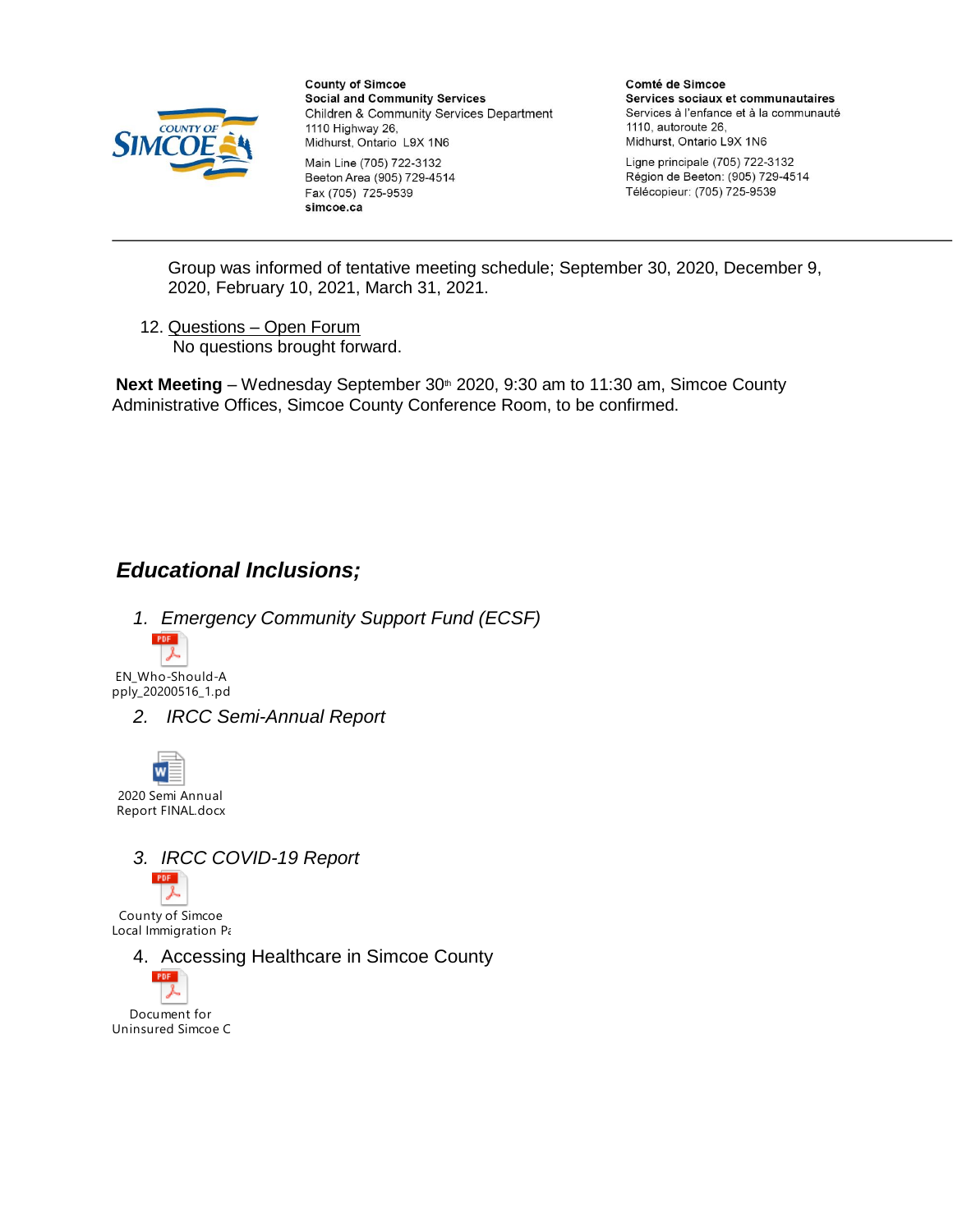Group was informed of tentative meeting schedule; September 30, 2020, December 9, 2020, February 10, 2021, March 31, 2021.

12. Questions – Open Forum
    No questions brought forward.

**Next Meeting** – Wednesday September 30th 2020, 9:30 am to 11:30 am, Simcoe County Administrative Offices, Simcoe County Conference Room, to be confirmed.

## *Educational Inclusions;*

1. *Emergency Community Support Fund (ECSF)*

   EN_Who-Should-Apply_20200516_1.pd

2. *IRCC Semi-Annual Report*

   2020 Semi Annual Report FINAL.docx

3. *IRCC COVID-19 Report*

   County of Simcoe Local Immigration Pa

4. Accessing Healthcare in Simcoe County

   Document for Uninsured Simcoe C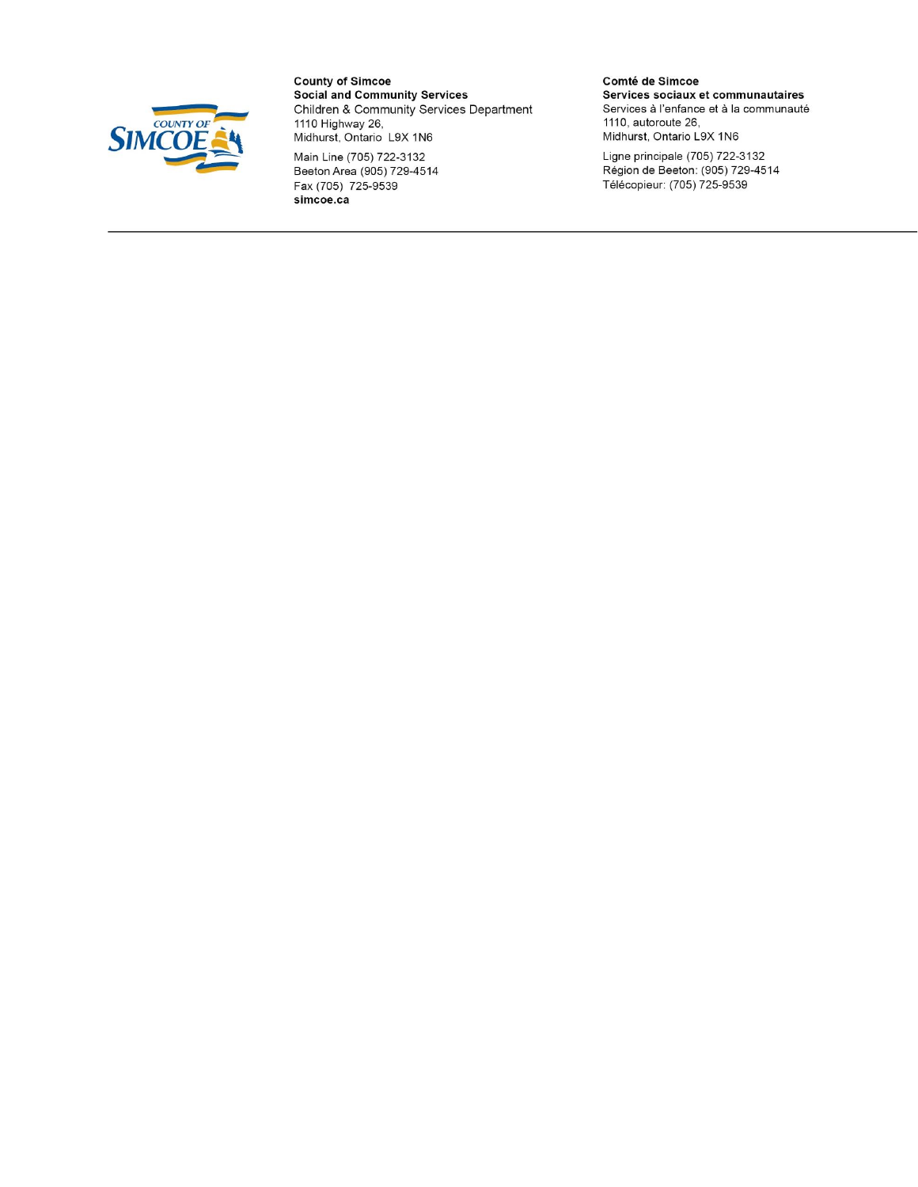**County of Simcoe**
**Social and Community Services**
Children & Community Services Department
1110 Highway 26,
Midhurst, Ontario L9X 1N6

Main Line (705) 722-3132
Beeton Area (905) 729-4514
Fax (705) 725-9539
**simcoe.ca**

**Comté de Simcoe**
**Services sociaux et communautaires**
Services à l'enfance et à la communauté
1110, autoroute 26,
Midhurst, Ontario L9X 1N6

Ligne principale (705) 722-3132
Région de Beeton: (905) 729-4514
Télécopieur: (705) 725-9539